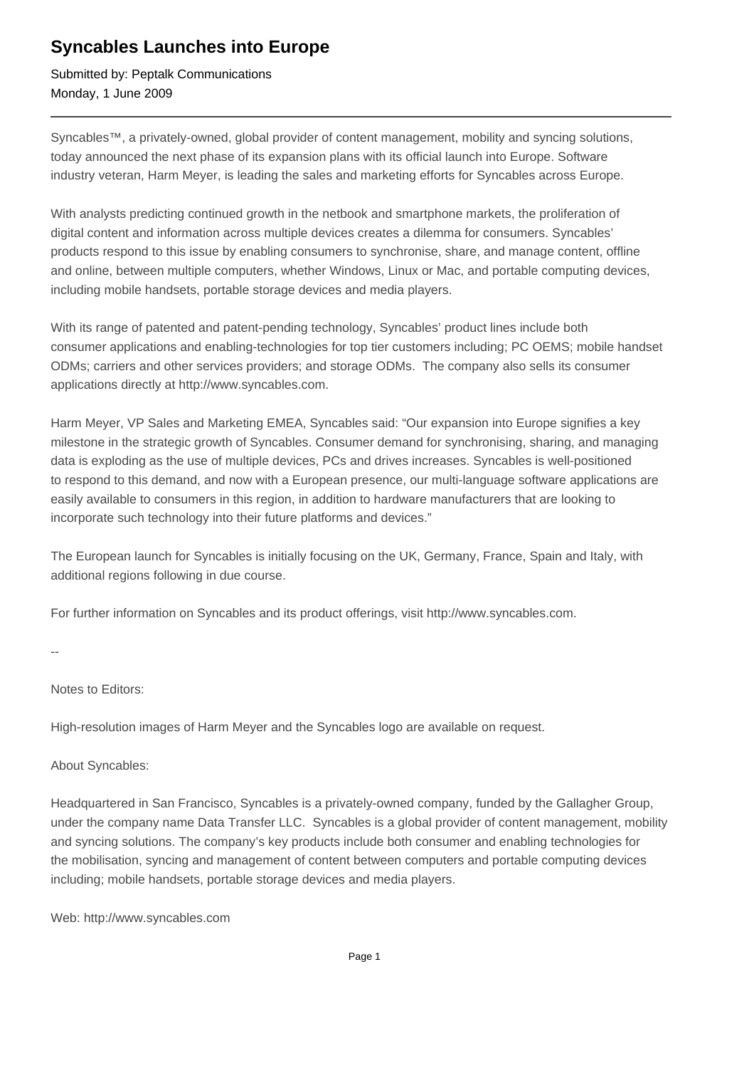# Syncables Launches into Europe

Submitted by: Peptalk Communications
Monday, 1 June 2009

---

Syncables™, a privately-owned, global provider of content management, mobility and syncing solutions, today announced the next phase of its expansion plans with its official launch into Europe. Software industry veteran, Harm Meyer, is leading the sales and marketing efforts for Syncables across Europe.

With analysts predicting continued growth in the netbook and smartphone markets, the proliferation of digital content and information across multiple devices creates a dilemma for consumers. Syncables' products respond to this issue by enabling consumers to synchronise, share, and manage content, offline and online, between multiple computers, whether Windows, Linux or Mac, and portable computing devices, including mobile handsets, portable storage devices and media players.

With its range of patented and patent-pending technology, Syncables' product lines include both consumer applications and enabling-technologies for top tier customers including; PC OEMS; mobile handset ODMs; carriers and other services providers; and storage ODMs. The company also sells its consumer applications directly at http://www.syncables.com.

Harm Meyer, VP Sales and Marketing EMEA, Syncables said: "Our expansion into Europe signifies a key milestone in the strategic growth of Syncables. Consumer demand for synchronising, sharing, and managing data is exploding as the use of multiple devices, PCs and drives increases. Syncables is well-positioned to respond to this demand, and now with a European presence, our multi-language software applications are easily available to consumers in this region, in addition to hardware manufacturers that are looking to incorporate such technology into their future platforms and devices."

The European launch for Syncables is initially focusing on the UK, Germany, France, Spain and Italy, with additional regions following in due course.

For further information on Syncables and its product offerings, visit http://www.syncables.com.

--

Notes to Editors:

High-resolution images of Harm Meyer and the Syncables logo are available on request.

About Syncables:

Headquartered in San Francisco, Syncables is a privately-owned company, funded by the Gallagher Group, under the company name Data Transfer LLC. Syncables is a global provider of content management, mobility and syncing solutions. The company's key products include both consumer and enabling technologies for the mobilisation, syncing and management of content between computers and portable computing devices including; mobile handsets, portable storage devices and media players.

Web: http://www.syncables.com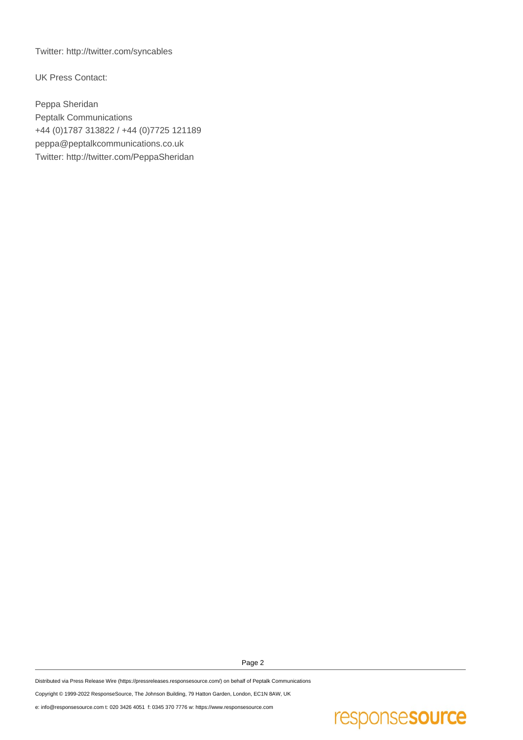Twitter: http://twitter.com/syncables

UK Press Contact:

Peppa Sheridan
Peptalk Communications
+44 (0)1787 313822 / +44 (0)7725 121189
peppa@peptalkcommunications.co.uk
Twitter: http://twitter.com/PeppaSheridan